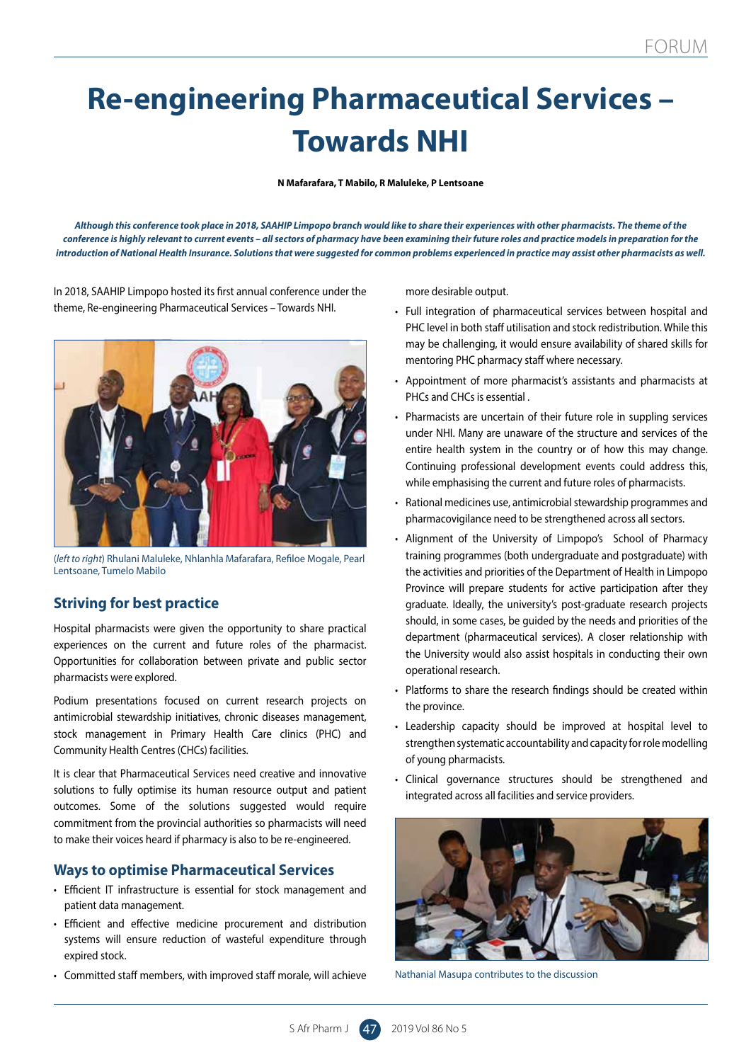# Re-engineering Pharmaceutical Services – Towards NHI

**N Mafarafara, T Mabilo, R Maluleke, P Lentsoane**

***Although this conference took place in 2018, SAAHIP Limpopo branch would like to share their experiences with other pharmacists. The theme of the conference is highly relevant to current events – all sectors of pharmacy have been examining their future roles and practice models in preparation for the introduction of National Health Insurance. Solutions that were suggested for common problems experienced in practice may assist other pharmacists as well.***

In 2018, SAAHIP Limpopo hosted its first annual conference under the theme, Re-engineering Pharmaceutical Services – Towards NHI.

(*left to right*) Rhulani Maluleke, Nhlanhla Mafarafara, Refiloe Mogale, Pearl Lentsoane, Tumelo Mabilo

## Striving for best practice

Hospital pharmacists were given the opportunity to share practical experiences on the current and future roles of the pharmacist. Opportunities for collaboration between private and public sector pharmacists were explored.

Podium presentations focused on current research projects on antimicrobial stewardship initiatives, chronic diseases management, stock management in Primary Health Care clinics (PHC) and Community Health Centres (CHCs) facilities.

It is clear that Pharmaceutical Services need creative and innovative solutions to fully optimise its human resource output and patient outcomes. Some of the solutions suggested would require commitment from the provincial authorities so pharmacists will need to make their voices heard if pharmacy is also to be re-engineered.

## Ways to optimise Pharmaceutical Services

- Efficient IT infrastructure is essential for stock management and patient data management.
- Efficient and effective medicine procurement and distribution systems will ensure reduction of wasteful expenditure through expired stock.
- Committed staff members, with improved staff morale, will achieve more desirable output.
- Full integration of pharmaceutical services between hospital and PHC level in both staff utilisation and stock redistribution. While this may be challenging, it would ensure availability of shared skills for mentoring PHC pharmacy staff where necessary.
- Appointment of more pharmacist's assistants and pharmacists at PHCs and CHCs is essential .
- Pharmacists are uncertain of their future role in suppling services under NHI. Many are unaware of the structure and services of the entire health system in the country or of how this may change. Continuing professional development events could address this, while emphasising the current and future roles of pharmacists.
- Rational medicines use, antimicrobial stewardship programmes and pharmacovigilance need to be strengthened across all sectors.
- Alignment of the University of Limpopo's School of Pharmacy training programmes (both undergraduate and postgraduate) with the activities and priorities of the Department of Health in Limpopo Province will prepare students for active participation after they graduate. Ideally, the university's post-graduate research projects should, in some cases, be guided by the needs and priorities of the department (pharmaceutical services). A closer relationship with the University would also assist hospitals in conducting their own operational research.
- Platforms to share the research findings should be created within the province.
- Leadership capacity should be improved at hospital level to strengthen systematic accountability and capacity for role modelling of young pharmacists.
- Clinical governance structures should be strengthened and integrated across all facilities and service providers.

Nathanial Masupa contributes to the discussion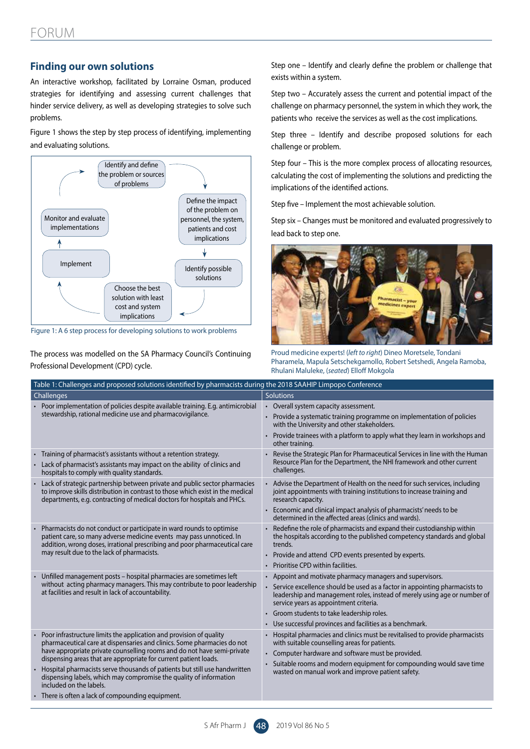## Finding our own solutions

An interactive workshop, facilitated by Lorraine Osman, produced strategies for identifying and assessing current challenges that hinder service delivery, as well as developing strategies to solve such problems.

Figure 1 shows the step by step process of identifying, implementing and evaluating solutions.

Identify and define the problem or sources of problems → Define the impact of the problem on personnel, the system, patients and cost implications → Identify possible solutions → Choose the best solution with least cost and system implications → Implement → Monitor and evaluate implementations → (back to start)

Figure 1: A 6 step process for developing solutions to work problems

The process was modelled on the SA Pharmacy Council's Continuing Professional Development (CPD) cycle.

Step one – Identify and clearly define the problem or challenge that exists within a system.

Step two – Accurately assess the current and potential impact of the challenge on pharmacy personnel, the system in which they work, the patients who receive the services as well as the cost implications.

Step three – Identify and describe proposed solutions for each challenge or problem.

Step four – This is the more complex process of allocating resources, calculating the cost of implementing the solutions and predicting the implications of the identified actions.

Step five – Implement the most achievable solution.

Step six – Changes must be monitored and evaluated progressively to lead back to step one.

Proud medicine experts! (*left to right*) Dineo Moretsele, Tondani Pharamela, Mapula Setschekgamollo, Robert Setshedi, Angela Ramoba, Rhulani Maluleke, (*seated*) Elloff Mokgola

Table 1: Challenges and proposed solutions identified by pharmacists during the 2018 SAAHIP Limpopo Conference

| Challenges | Solutions |
|---|---|
| • Poor implementation of policies despite available training. E.g. antimicrobial stewardship, rational medicine use and pharmacovigilance. | • Overall system capacity assessment.<br>• Provide a systematic training programme on implementation of policies with the University and other stakeholders.<br>• Provide trainees with a platform to apply what they learn in workshops and other training. |
| • Training of pharmacist's assistants without a retention strategy.<br>• Lack of pharmacist's assistants may impact on the ability of clinics and hospitals to comply with quality standards. | • Revise the Strategic Plan for Pharmaceutical Services in line with the Human Resource Plan for the Department, the NHI framework and other current challenges. |
| • Lack of strategic partnership between private and public sector pharmacies to improve skills distribution in contrast to those which exist in the medical departments, e.g. contracting of medical doctors for hospitals and PHCs. | • Advise the Department of Health on the need for such services, including joint appointments with training institutions to increase training and research capacity.<br>• Economic and clinical impact analysis of pharmacists' needs to be determined in the affected areas (clinics and wards). |
| • Pharmacists do not conduct or participate in ward rounds to optimise patient care, so many adverse medicine events may pass unnoticed. In addition, wrong doses, irrational prescribing and poor pharmaceutical care may result due to the lack of pharmacists. | • Redefine the role of pharmacists and expand their custodianship within the hospitals according to the published competency standards and global trends.<br>• Provide and attend CPD events presented by experts.<br>• Prioritise CPD within facilities. |
| • Unfilled management posts – hospital pharmacies are sometimes left without acting pharmacy managers. This may contribute to poor leadership at facilities and result in lack of accountability. | • Appoint and motivate pharmacy managers and supervisors.<br>• Service excellence should be used as a factor in appointing pharmacists to leadership and management roles, instead of merely using age or number of service years as appointment criteria.<br>• Groom students to take leadership roles.<br>• Use successful provinces and facilities as a benchmark. |
| • Poor infrastructure limits the application and provision of quality pharmaceutical care at dispensaries and clinics. Some pharmacies do not have appropriate private counselling rooms and do not have semi-private dispensing areas that are appropriate for current patient loads.<br>• Hospital pharmacists serve thousands of patients but still use handwritten dispensing labels, which may compromise the quality of information included on the labels.<br>• There is often a lack of compounding equipment. | • Hospital pharmacies and clinics must be revitalised to provide pharmacists with suitable counselling areas for patients.<br>• Computer hardware and software must be provided.<br>• Suitable rooms and modern equipment for compounding would save time wasted on manual work and improve patient safety. |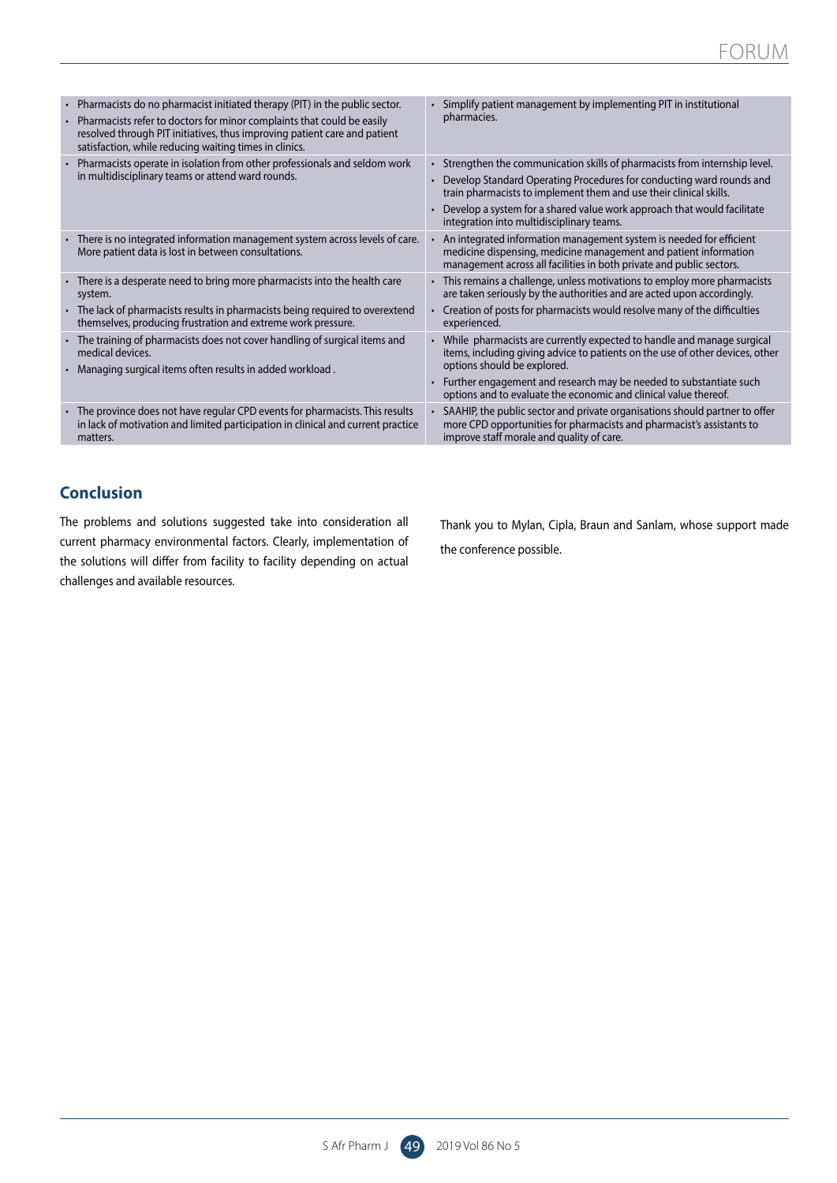| | |
|---|---|
| • Pharmacists do no pharmacist initiated therapy (PIT) in the public sector.<br>• Pharmacists refer to doctors for minor complaints that could be easily resolved through PIT initiatives, thus improving patient care and patient satisfaction, while reducing waiting times in clinics. | • Simplify patient management by implementing PIT in institutional pharmacies. |
| • Pharmacists operate in isolation from other professionals and seldom work in multidisciplinary teams or attend ward rounds. | • Strengthen the communication skills of pharmacists from internship level.<br>• Develop Standard Operating Procedures for conducting ward rounds and train pharmacists to implement them and use their clinical skills.<br>• Develop a system for a shared value work approach that would facilitate integration into multidisciplinary teams. |
| • There is no integrated information management system across levels of care. More patient data is lost in between consultations. | • An integrated information management system is needed for efficient medicine dispensing, medicine management and patient information management across all facilities in both private and public sectors. |
| • There is a desperate need to bring more pharmacists into the health care system.<br>• The lack of pharmacists results in pharmacists being required to overextend themselves, producing frustration and extreme work pressure. | • This remains a challenge, unless motivations to employ more pharmacists are taken seriously by the authorities and are acted upon accordingly.<br>• Creation of posts for pharmacists would resolve many of the difficulties experienced. |
| • The training of pharmacists does not cover handling of surgical items and medical devices.<br>• Managing surgical items often results in added workload . | • While pharmacists are currently expected to handle and manage surgical items, including giving advice to patients on the use of other devices, other options should be explored.<br>• Further engagement and research may be needed to substantiate such options and to evaluate the economic and clinical value thereof. |
| • The province does not have regular CPD events for pharmacists. This results in lack of motivation and limited participation in clinical and current practice matters. | • SAAHIP, the public sector and private organisations should partner to offer more CPD opportunities for pharmacists and pharmacist's assistants to improve staff morale and quality of care. |

## Conclusion

The problems and solutions suggested take into consideration all current pharmacy environmental factors. Clearly, implementation of the solutions will differ from facility to facility depending on actual challenges and available resources.

Thank you to Mylan, Cipla, Braun and Sanlam, whose support made the conference possible.